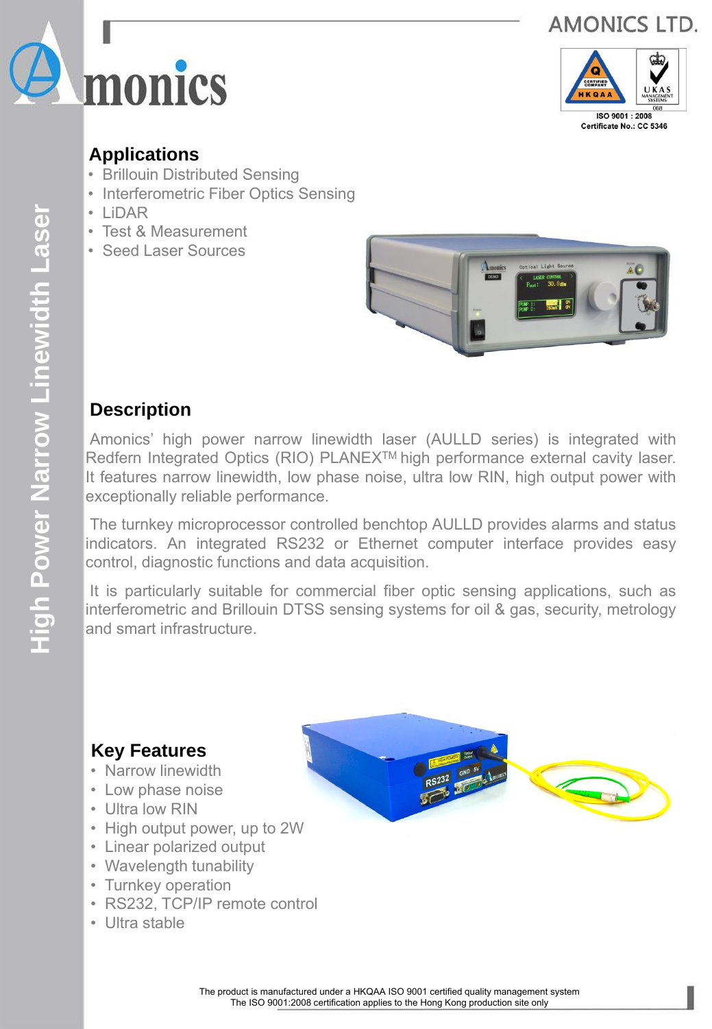# High Power Narrow Linewidth Laser

AMONICS LTD.

ISO 9001 : 2008
Certificate No.: CC 5346

## Applications

- Brillouin Distributed Sensing
- Interferometric Fiber Optics Sensing
- LiDAR
- Test & Measurement
- Seed Laser Sources

## Description

Amonics' high power narrow linewidth laser (AULLD series) is integrated with Redfern Integrated Optics (RIO) PLANEX™ high performance external cavity laser. It features narrow linewidth, low phase noise, ultra low RIN, high output power with exceptionally reliable performance.

The turnkey microprocessor controlled benchtop AULLD provides alarms and status indicators. An integrated RS232 or Ethernet computer interface provides easy control, diagnostic functions and data acquisition.

It is particularly suitable for commercial fiber optic sensing applications, such as interferometric and Brillouin DTSS sensing systems for oil & gas, security, metrology and smart infrastructure.

## Key Features

- Narrow linewidth
- Low phase noise
- Ultra low RIN
- High output power, up to 2W
- Linear polarized output
- Wavelength tunability
- Turnkey operation
- RS232, TCP/IP remote control
- Ultra stable

The product is manufactured under a HKQAA ISO 9001 certified quality management system
The ISO 9001:2008 certification applies to the Hong Kong production site only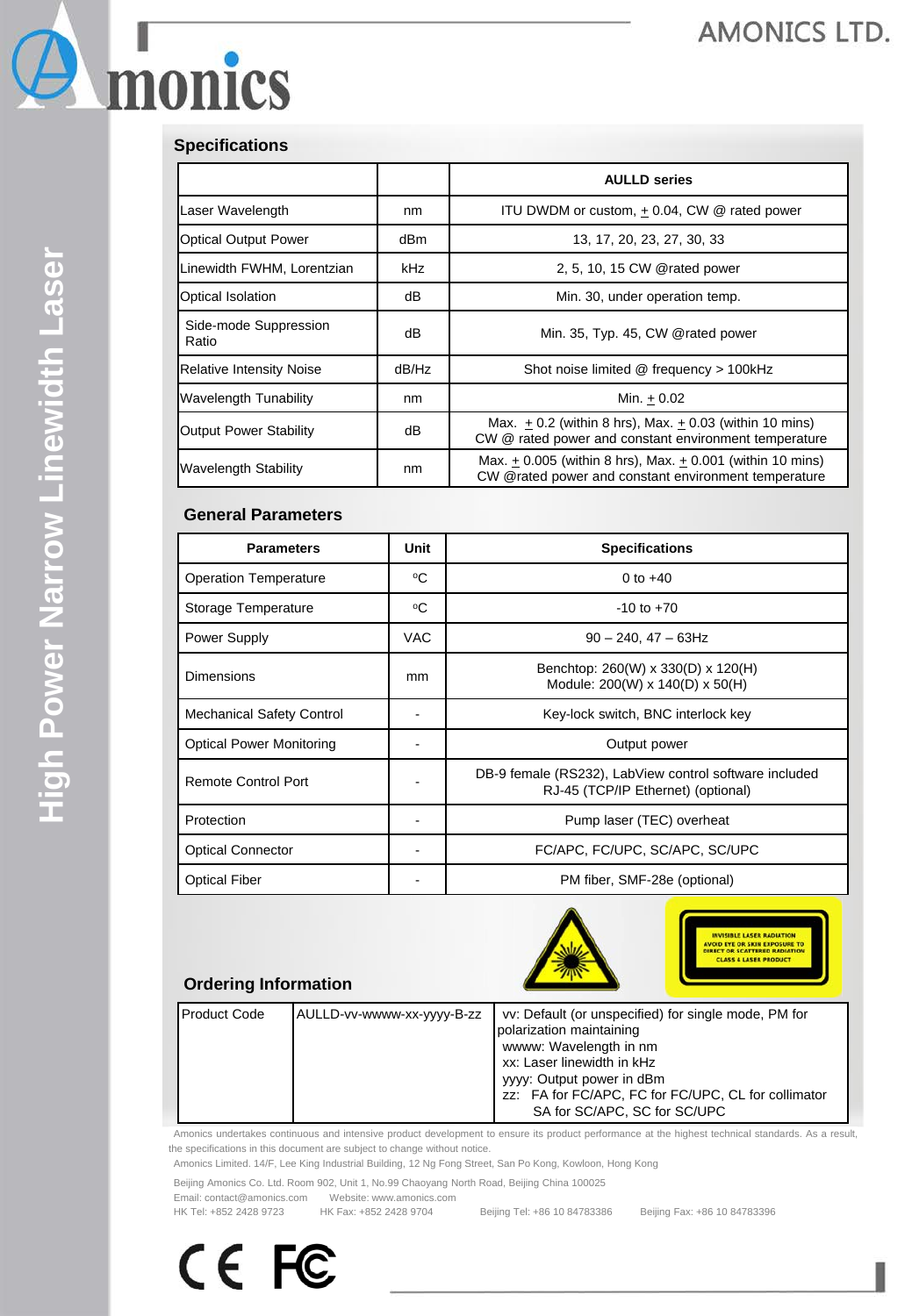## Specifications

| | | AULLD series |
|---|---|---|
| Laser Wavelength | nm | ITU DWDM or custom, ± 0.04, CW @ rated power |
| Optical Output Power | dBm | 13, 17, 20, 23, 27, 30, 33 |
| Linewidth FWHM, Lorentzian | kHz | 2, 5, 10, 15 CW @rated power |
| Optical Isolation | dB | Min. 30, under operation temp. |
| Side-mode Suppression Ratio | dB | Min. 35, Typ. 45, CW @rated power |
| Relative Intensity Noise | dB/Hz | Shot noise limited @ frequency > 100kHz |
| Wavelength Tunability | nm | Min. ± 0.02 |
| Output Power Stability | dB | Max. ± 0.2 (within 8 hrs), Max. ± 0.03 (within 10 mins) CW @ rated power and constant environment temperature |
| Wavelength Stability | nm | Max. ± 0.005 (within 8 hrs), Max. ± 0.001 (within 10 mins) CW @rated power and constant environment temperature |

## General Parameters

| Parameters | Unit | Specifications |
|---|---|---|
| Operation Temperature | ºC | 0 to +40 |
| Storage Temperature | ºC | -10 to +70 |
| Power Supply | VAC | 90 – 240, 47 – 63Hz |
| Dimensions | mm | Benchtop: 260(W) x 330(D) x 120(H) Module: 200(W) x 140(D) x 50(H) |
| Mechanical Safety Control | - | Key-lock switch, BNC interlock key |
| Optical Power Monitoring | - | Output power |
| Remote Control Port | - | DB-9 female (RS232), LabView control software included RJ-45 (TCP/IP Ethernet) (optional) |
| Protection | - | Pump laser (TEC) overheat |
| Optical Connector | - | FC/APC, FC/UPC, SC/APC, SC/UPC |
| Optical Fiber | - | PM fiber, SMF-28e (optional) |

INVISIBLE LASER RADIATION AVOID EYE OR SKIN EXPOSURE TO DIRECT OR SCATTERED RADIATION CLASS 4 LASER PRODUCT

## Ordering Information

| | | |
|---|---|---|
| Product Code | AULLD-vv-wwww-xx-yyyy-B-zz | vv: Default (or unspecified) for single mode, PM for polarization maintaining<br>wwww: Wavelength in nm<br>xx: Laser linewidth in kHz<br>yyyy: Output power in dBm<br>zz: FA for FC/APC, FC for FC/UPC, CL for collimator SA for SC/APC, SC for SC/UPC |

Amonics undertakes continuous and intensive product development to ensure its product performance at the highest technical standards. As a result, the specifications in this document are subject to change without notice.

Amonics Limited. 14/F, Lee King Industrial Building, 12 Ng Fong Street, San Po Kong, Kowloon, Hong Kong

Beijing Amonics Co. Ltd. Room 902, Unit 1, No.99 Chaoyang North Road, Beijing China 100025

Email: contact@amonics.com Website: www.amonics.com

HK Tel: +852 2428 9723 HK Fax: +852 2428 9704 Beijing Tel: +86 10 84783386 Beijing Fax: +86 10 84783396